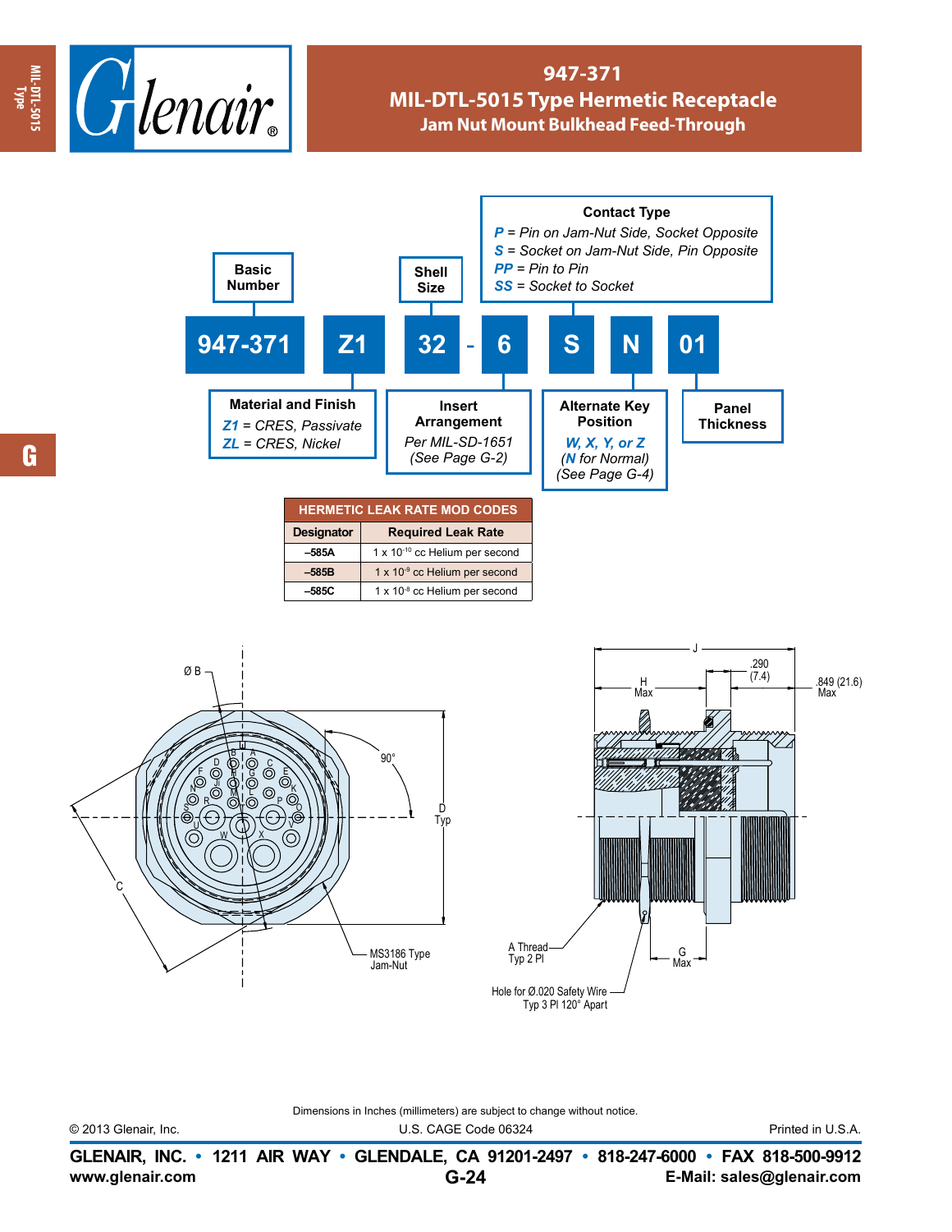# 947-371
## MIL-DTL-5015 Type Hermetic Receptacle
### Jam Nut Mount Bulkhead Feed-Through

| 947-371 | Z1 | 32 | - | 6 | S | N | 01 |
|---|---|---|---|---|---|---|---|

**Basic Number** — 947-371

**Material and Finish**
- *Z1* = CRES, Passivate
- *ZL* = CRES, Nickel

**Shell Size** — 32

**Insert Arrangement**
*Per MIL-SD-1651*
*(See Page G-2)*

**Contact Type**
- *P* = Pin on Jam-Nut Side, Socket Opposite
- *S* = Socket on Jam-Nut Side, Pin Opposite
- *PP* = Pin to Pin
- *SS* = Socket to Socket

**Alternate Key Position**
*W, X, Y, or Z*
*(N for Normal)*
*(See Page G-4)*

**Panel Thickness**

**HERMETIC LEAK RATE MOD CODES**

| Designator | Required Leak Rate |
|---|---|
| –585A | 1 x $10^{-10}$ cc Helium per second |
| –585B | 1 x $10^{-9}$ cc Helium per second |
| –585C | 1 x $10^{-8}$ cc Helium per second |

Ø B

90°

D Typ

C

MS3186 Type Jam-Nut

J

H Max

.290 (7.4)

.849 (21.6) Max

A Thread Typ 2 Pl

G Max

Hole for Ø.020 Safety Wire Typ 3 Pl 120° Apart

Dimensions in Inches (millimeters) are subject to change without notice.

© 2013 Glenair, Inc. U.S. CAGE Code 06324 Printed in U.S.A.

**GLENAIR, INC. • 1211 AIR WAY • GLENDALE, CA 91201-2497 • 818-247-6000 • FAX 818-500-9912**
**www.glenair.com** **E-Mail: sales@glenair.com**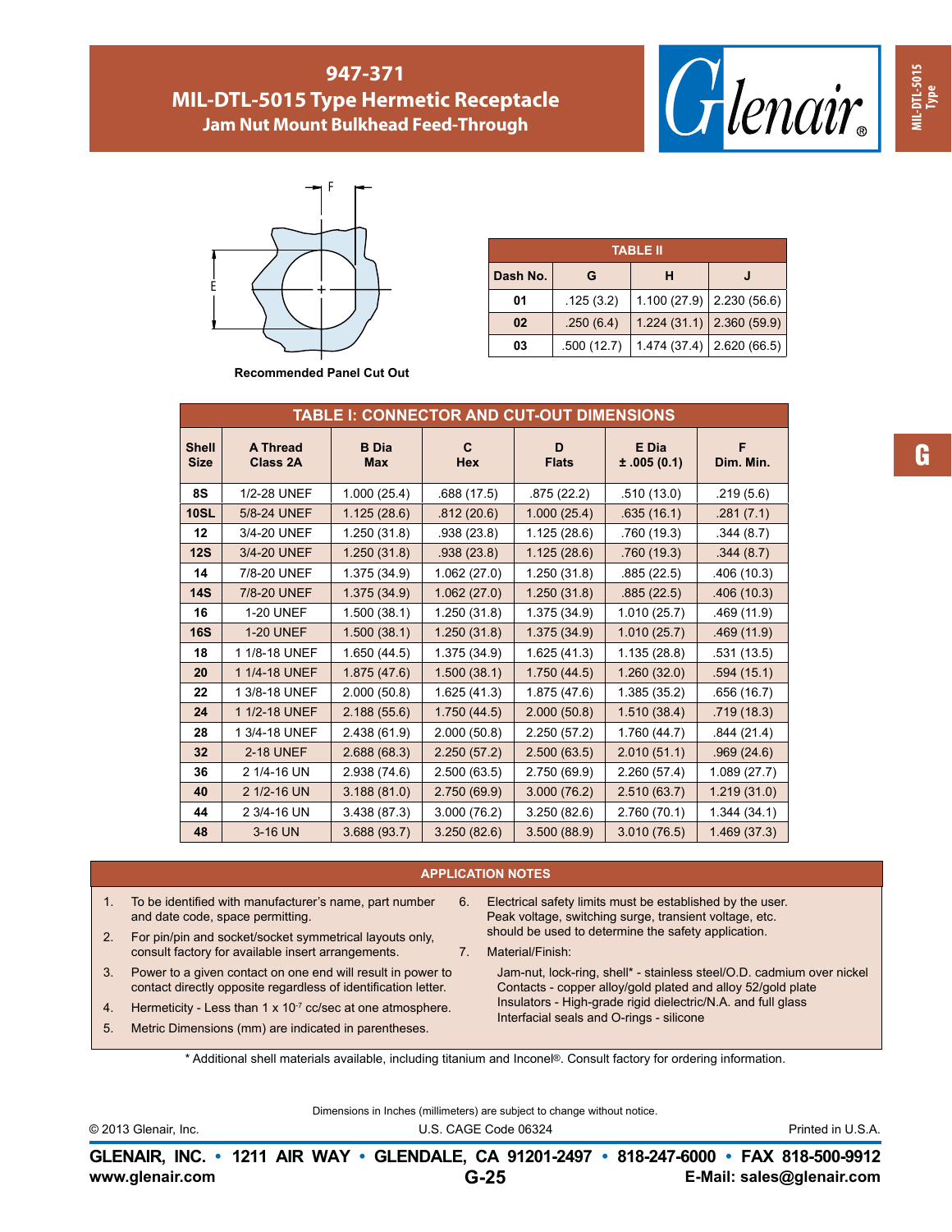# 947-371
## MIL-DTL-5015 Type Hermetic Receptacle
### Jam Nut Mount Bulkhead Feed-Through

F

E

Recommended Panel Cut Out

| TABLE II | | | |
|---|---|---|---|
| Dash No. | G | H | J |
| 01 | .125 (3.2) | 1.100 (27.9) | 2.230 (56.6) |
| 02 | .250 (6.4) | 1.224 (31.1) | 2.360 (59.9) |
| 03 | .500 (12.7) | 1.474 (37.4) | 2.620 (66.5) |

**TABLE I: CONNECTOR AND CUT-OUT DIMENSIONS**

| Shell Size | A Thread Class 2A | B Dia Max | C Hex | D Flats | E Dia ± .005 (0.1) | F Dim. Min. |
|---|---|---|---|---|---|---|
| 8S | 1/2-28 UNEF | 1.000 (25.4) | .688 (17.5) | .875 (22.2) | .510 (13.0) | .219 (5.6) |
| 10SL | 5/8-24 UNEF | 1.125 (28.6) | .812 (20.6) | 1.000 (25.4) | .635 (16.1) | .281 (7.1) |
| 12 | 3/4-20 UNEF | 1.250 (31.8) | .938 (23.8) | 1.125 (28.6) | .760 (19.3) | .344 (8.7) |
| 12S | 3/4-20 UNEF | 1.250 (31.8) | .938 (23.8) | 1.125 (28.6) | .760 (19.3) | .344 (8.7) |
| 14 | 7/8-20 UNEF | 1.375 (34.9) | 1.062 (27.0) | 1.250 (31.8) | .885 (22.5) | .406 (10.3) |
| 14S | 7/8-20 UNEF | 1.375 (34.9) | 1.062 (27.0) | 1.250 (31.8) | .885 (22.5) | .406 (10.3) |
| 16 | 1-20 UNEF | 1.500 (38.1) | 1.250 (31.8) | 1.375 (34.9) | 1.010 (25.7) | .469 (11.9) |
| 16S | 1-20 UNEF | 1.500 (38.1) | 1.250 (31.8) | 1.375 (34.9) | 1.010 (25.7) | .469 (11.9) |
| 18 | 1 1/8-18 UNEF | 1.650 (44.5) | 1.375 (34.9) | 1.625 (41.3) | 1.135 (28.8) | .531 (13.5) |
| 20 | 1 1/4-18 UNEF | 1.875 (47.6) | 1.500 (38.1) | 1.750 (44.5) | 1.260 (32.0) | .594 (15.1) |
| 22 | 1 3/8-18 UNEF | 2.000 (50.8) | 1.625 (41.3) | 1.875 (47.6) | 1.385 (35.2) | .656 (16.7) |
| 24 | 1 1/2-18 UNEF | 2.188 (55.6) | 1.750 (44.5) | 2.000 (50.8) | 1.510 (38.4) | .719 (18.3) |
| 28 | 1 3/4-18 UNEF | 2.438 (61.9) | 2.000 (50.8) | 2.250 (57.2) | 1.760 (44.7) | .844 (21.4) |
| 32 | 2-18 UNEF | 2.688 (68.3) | 2.250 (57.2) | 2.500 (63.5) | 2.010 (51.1) | .969 (24.6) |
| 36 | 2 1/4-16 UN | 2.938 (74.6) | 2.500 (63.5) | 2.750 (69.9) | 2.260 (57.4) | 1.089 (27.7) |
| 40 | 2 1/2-16 UN | 3.188 (81.0) | 2.750 (69.9) | 3.000 (76.2) | 2.510 (63.7) | 1.219 (31.0) |
| 44 | 2 3/4-16 UN | 3.438 (87.3) | 3.000 (76.2) | 3.250 (82.6) | 2.760 (70.1) | 1.344 (34.1) |
| 48 | 3-16 UN | 3.688 (93.7) | 3.250 (82.6) | 3.500 (88.9) | 3.010 (76.5) | 1.469 (37.3) |

**APPLICATION NOTES**

1. To be identified with manufacturer's name, part number and date code, space permitting.
2. For pin/pin and socket/socket symmetrical layouts only, consult factory for available insert arrangements.
3. Power to a given contact on one end will result in power to contact directly opposite regardless of identification letter.
4. Hermeticity - Less than 1 x $10^{-7}$ cc/sec at one atmosphere.
5. Metric Dimensions (mm) are indicated in parentheses.
6. Electrical safety limits must be established by the user. Peak voltage, switching surge, transient voltage, etc. should be used to determine the safety application.
7. Material/Finish:

   Jam-nut, lock-ring, shell* - stainless steel/O.D. cadmium over nickel
   Contacts - copper alloy/gold plated and alloy 52/gold plate
   Insulators - High-grade rigid dielectric/N.A. and full glass
   Interfacial seals and O-rings - silicone

\* Additional shell materials available, including titanium and Inconel®. Consult factory for ordering information.

Dimensions in Inches (millimeters) are subject to change without notice.

© 2013 Glenair, Inc. U.S. CAGE Code 06324 Printed in U.S.A.

**GLENAIR, INC. • 1211 AIR WAY • GLENDALE, CA 91201-2497 • 818-247-6000 • FAX 818-500-9912**

**www.glenair.com** **E-Mail: sales@glenair.com**